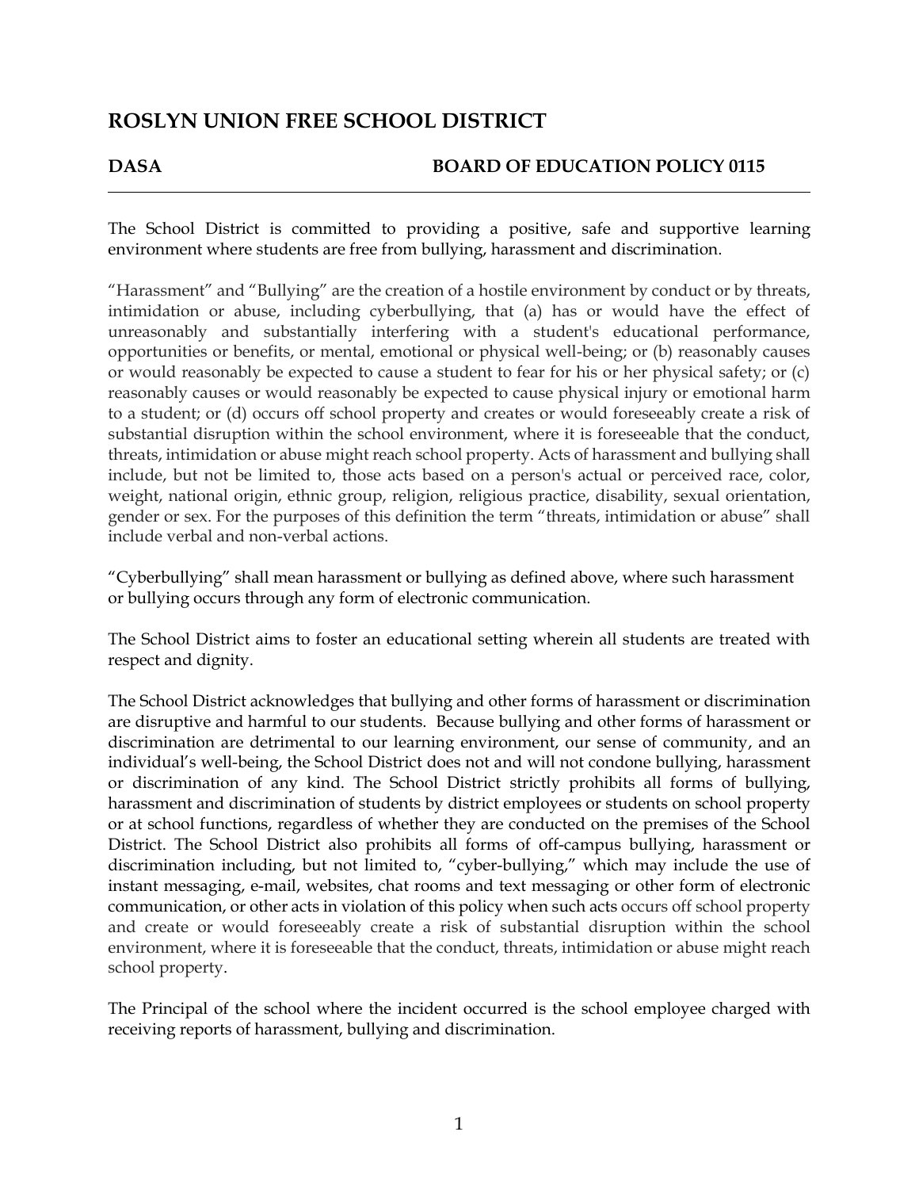# ROSLYN UNION FREE SCHOOL DISTRICT

**DASA** **BOARD OF EDUCATION POLICY 0115**

---

The School District is committed to providing a positive, safe and supportive learning environment where students are free from bullying, harassment and discrimination.

"Harassment" and "Bullying" are the creation of a hostile environment by conduct or by threats, intimidation or abuse, including cyberbullying, that (a) has or would have the effect of unreasonably and substantially interfering with a student's educational performance, opportunities or benefits, or mental, emotional or physical well-being; or (b) reasonably causes or would reasonably be expected to cause a student to fear for his or her physical safety; or (c) reasonably causes or would reasonably be expected to cause physical injury or emotional harm to a student; or (d) occurs off school property and creates or would foreseeably create a risk of substantial disruption within the school environment, where it is foreseeable that the conduct, threats, intimidation or abuse might reach school property. Acts of harassment and bullying shall include, but not be limited to, those acts based on a person's actual or perceived race, color, weight, national origin, ethnic group, religion, religious practice, disability, sexual orientation, gender or sex. For the purposes of this definition the term "threats, intimidation or abuse" shall include verbal and non-verbal actions.

"Cyberbullying" shall mean harassment or bullying as defined above, where such harassment or bullying occurs through any form of electronic communication.

The School District aims to foster an educational setting wherein all students are treated with respect and dignity.

The School District acknowledges that bullying and other forms of harassment or discrimination are disruptive and harmful to our students. Because bullying and other forms of harassment or discrimination are detrimental to our learning environment, our sense of community, and an individual's well-being, the School District does not and will not condone bullying, harassment or discrimination of any kind. The School District strictly prohibits all forms of bullying, harassment and discrimination of students by district employees or students on school property or at school functions, regardless of whether they are conducted on the premises of the School District. The School District also prohibits all forms of off-campus bullying, harassment or discrimination including, but not limited to, "cyber-bullying," which may include the use of instant messaging, e-mail, websites, chat rooms and text messaging or other form of electronic communication, or other acts in violation of this policy when such acts occurs off school property and create or would foreseeably create a risk of substantial disruption within the school environment, where it is foreseeable that the conduct, threats, intimidation or abuse might reach school property.

The Principal of the school where the incident occurred is the school employee charged with receiving reports of harassment, bullying and discrimination.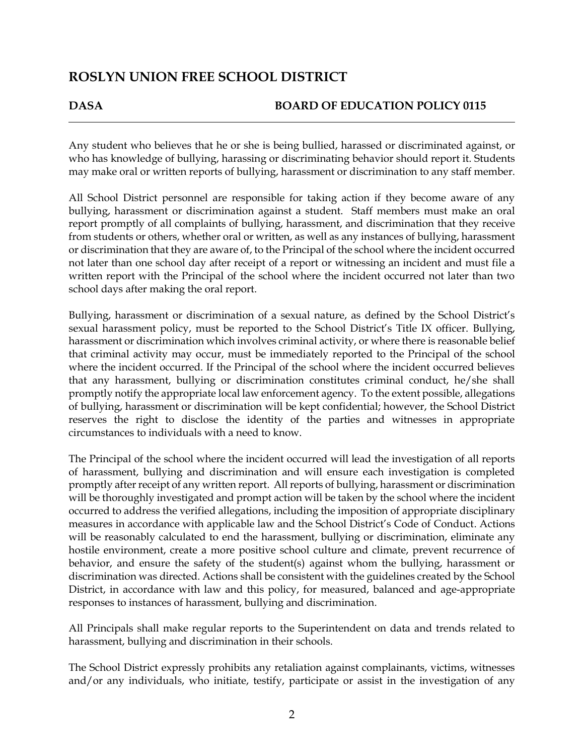Any student who believes that he or she is being bullied, harassed or discriminated against, or who has knowledge of bullying, harassing or discriminating behavior should report it. Students may make oral or written reports of bullying, harassment or discrimination to any staff member.

All School District personnel are responsible for taking action if they become aware of any bullying, harassment or discrimination against a student. Staff members must make an oral report promptly of all complaints of bullying, harassment, and discrimination that they receive from students or others, whether oral or written, as well as any instances of bullying, harassment or discrimination that they are aware of, to the Principal of the school where the incident occurred not later than one school day after receipt of a report or witnessing an incident and must file a written report with the Principal of the school where the incident occurred not later than two school days after making the oral report.

Bullying, harassment or discrimination of a sexual nature, as defined by the School District's sexual harassment policy, must be reported to the School District's Title IX officer. Bullying, harassment or discrimination which involves criminal activity, or where there is reasonable belief that criminal activity may occur, must be immediately reported to the Principal of the school where the incident occurred. If the Principal of the school where the incident occurred believes that any harassment, bullying or discrimination constitutes criminal conduct, he/she shall promptly notify the appropriate local law enforcement agency. To the extent possible, allegations of bullying, harassment or discrimination will be kept confidential; however, the School District reserves the right to disclose the identity of the parties and witnesses in appropriate circumstances to individuals with a need to know.

The Principal of the school where the incident occurred will lead the investigation of all reports of harassment, bullying and discrimination and will ensure each investigation is completed promptly after receipt of any written report. All reports of bullying, harassment or discrimination will be thoroughly investigated and prompt action will be taken by the school where the incident occurred to address the verified allegations, including the imposition of appropriate disciplinary measures in accordance with applicable law and the School District's Code of Conduct. Actions will be reasonably calculated to end the harassment, bullying or discrimination, eliminate any hostile environment, create a more positive school culture and climate, prevent recurrence of behavior, and ensure the safety of the student(s) against whom the bullying, harassment or discrimination was directed. Actions shall be consistent with the guidelines created by the School District, in accordance with law and this policy, for measured, balanced and age-appropriate responses to instances of harassment, bullying and discrimination.

All Principals shall make regular reports to the Superintendent on data and trends related to harassment, bullying and discrimination in their schools.

The School District expressly prohibits any retaliation against complainants, victims, witnesses and/or any individuals, who initiate, testify, participate or assist in the investigation of any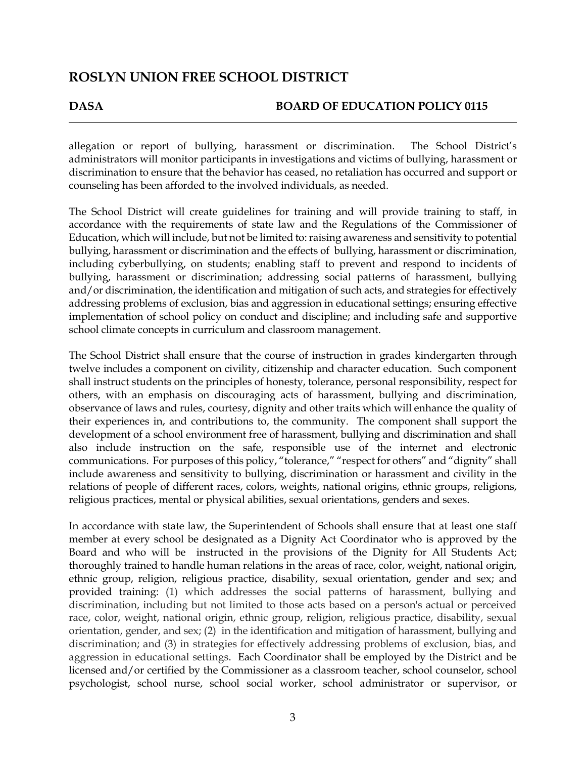allegation or report of bullying, harassment or discrimination. The School District's administrators will monitor participants in investigations and victims of bullying, harassment or discrimination to ensure that the behavior has ceased, no retaliation has occurred and support or counseling has been afforded to the involved individuals, as needed.

The School District will create guidelines for training and will provide training to staff, in accordance with the requirements of state law and the Regulations of the Commissioner of Education, which will include, but not be limited to: raising awareness and sensitivity to potential bullying, harassment or discrimination and the effects of bullying, harassment or discrimination, including cyberbullying, on students; enabling staff to prevent and respond to incidents of bullying, harassment or discrimination; addressing social patterns of harassment, bullying and/or discrimination, the identification and mitigation of such acts, and strategies for effectively addressing problems of exclusion, bias and aggression in educational settings; ensuring effective implementation of school policy on conduct and discipline; and including safe and supportive school climate concepts in curriculum and classroom management.

The School District shall ensure that the course of instruction in grades kindergarten through twelve includes a component on civility, citizenship and character education. Such component shall instruct students on the principles of honesty, tolerance, personal responsibility, respect for others, with an emphasis on discouraging acts of harassment, bullying and discrimination, observance of laws and rules, courtesy, dignity and other traits which will enhance the quality of their experiences in, and contributions to, the community. The component shall support the development of a school environment free of harassment, bullying and discrimination and shall also include instruction on the safe, responsible use of the internet and electronic communications. For purposes of this policy, "tolerance," "respect for others" and "dignity" shall include awareness and sensitivity to bullying, discrimination or harassment and civility in the relations of people of different races, colors, weights, national origins, ethnic groups, religions, religious practices, mental or physical abilities, sexual orientations, genders and sexes.

In accordance with state law, the Superintendent of Schools shall ensure that at least one staff member at every school be designated as a Dignity Act Coordinator who is approved by the Board and who will be instructed in the provisions of the Dignity for All Students Act; thoroughly trained to handle human relations in the areas of race, color, weight, national origin, ethnic group, religion, religious practice, disability, sexual orientation, gender and sex; and provided training: (1) which addresses the social patterns of harassment, bullying and discrimination, including but not limited to those acts based on a person's actual or perceived race, color, weight, national origin, ethnic group, religion, religious practice, disability, sexual orientation, gender, and sex; (2) in the identification and mitigation of harassment, bullying and discrimination; and (3) in strategies for effectively addressing problems of exclusion, bias, and aggression in educational settings. Each Coordinator shall be employed by the District and be licensed and/or certified by the Commissioner as a classroom teacher, school counselor, school psychologist, school nurse, school social worker, school administrator or supervisor, or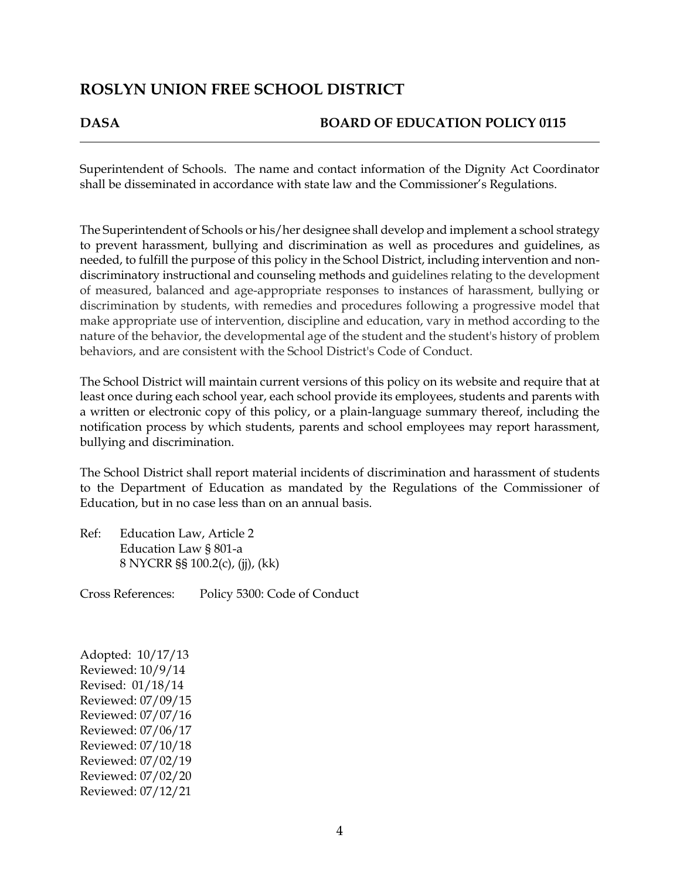Superintendent of Schools. The name and contact information of the Dignity Act Coordinator shall be disseminated in accordance with state law and the Commissioner's Regulations.

The Superintendent of Schools or his/her designee shall develop and implement a school strategy to prevent harassment, bullying and discrimination as well as procedures and guidelines, as needed, to fulfill the purpose of this policy in the School District, including intervention and non-discriminatory instructional and counseling methods and guidelines relating to the development of measured, balanced and age-appropriate responses to instances of harassment, bullying or discrimination by students, with remedies and procedures following a progressive model that make appropriate use of intervention, discipline and education, vary in method according to the nature of the behavior, the developmental age of the student and the student's history of problem behaviors, and are consistent with the School District's Code of Conduct.

The School District will maintain current versions of this policy on its website and require that at least once during each school year, each school provide its employees, students and parents with a written or electronic copy of this policy, or a plain-language summary thereof, including the notification process by which students, parents and school employees may report harassment, bullying and discrimination.

The School District shall report material incidents of discrimination and harassment of students to the Department of Education as mandated by the Regulations of the Commissioner of Education, but in no case less than on an annual basis.

Ref: Education Law, Article 2
Education Law § 801-a
8 NYCRR §§ 100.2(c), (jj), (kk)

Cross References: Policy 5300: Code of Conduct

Adopted: 10/17/13
Reviewed: 10/9/14
Revised: 01/18/14
Reviewed: 07/09/15
Reviewed: 07/07/16
Reviewed: 07/06/17
Reviewed: 07/10/18
Reviewed: 07/02/19
Reviewed: 07/02/20
Reviewed: 07/12/21